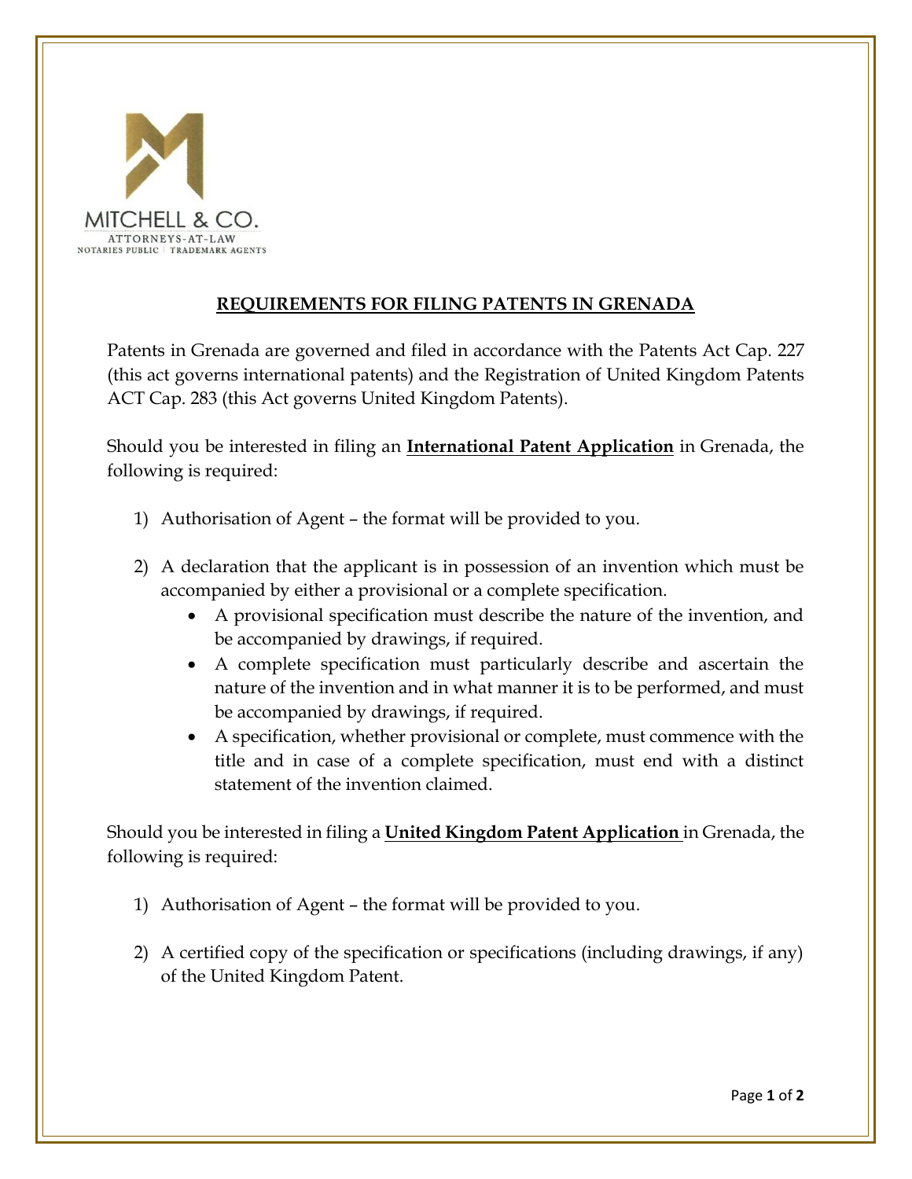MITCHELL & CO.
ATTORNEYS-AT-LAW
NOTARIES PUBLIC | TRADEMARK AGENTS

## REQUIREMENTS FOR FILING PATENTS IN GRENADA

Patents in Grenada are governed and filed in accordance with the Patents Act Cap. 227 (this act governs international patents) and the Registration of United Kingdom Patents ACT Cap. 283 (this Act governs United Kingdom Patents).

Should you be interested in filing an **International Patent Application** in Grenada, the following is required:

1) Authorisation of Agent – the format will be provided to you.

2) A declaration that the applicant is in possession of an invention which must be accompanied by either a provisional or a complete specification.
   - A provisional specification must describe the nature of the invention, and be accompanied by drawings, if required.
   - A complete specification must particularly describe and ascertain the nature of the invention and in what manner it is to be performed, and must be accompanied by drawings, if required.
   - A specification, whether provisional or complete, must commence with the title and in case of a complete specification, must end with a distinct statement of the invention claimed.

Should you be interested in filing a **United Kingdom Patent Application** in Grenada, the following is required:

1) Authorisation of Agent – the format will be provided to you.

2) A certified copy of the specification or specifications (including drawings, if any) of the United Kingdom Patent.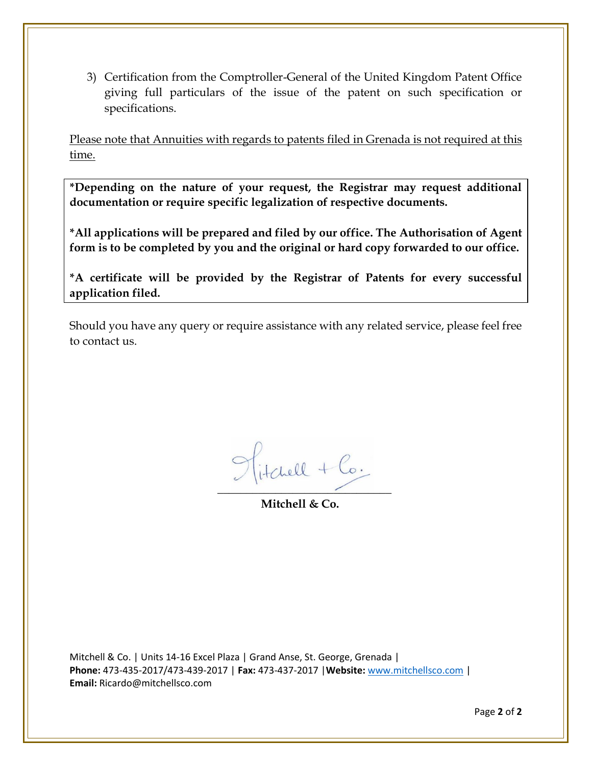3) Certification from the Comptroller-General of the United Kingdom Patent Office giving full particulars of the issue of the patent on such specification or specifications.

<u>Please note that Annuities with regards to patents filed in Grenada is not required at this time.</u>

**\*Depending on the nature of your request, the Registrar may request additional documentation or require specific legalization of respective documents.**

**\*All applications will be prepared and filed by our office. The Authorisation of Agent form is to be completed by you and the original or hard copy forwarded to our office.**

**\*A certificate will be provided by the Registrar of Patents for every successful application filed.**

Should you have any query or require assistance with any related service, please feel free to contact us.

Mitchell + Co.

**Mitchell & Co.**

Mitchell & Co. | Units 14-16 Excel Plaza | Grand Anse, St. George, Grenada |
**Phone:** 473-435-2017/473-439-2017 | **Fax:** 473-437-2017 | **Website:** www.mitchellsco.com |
**Email:** Ricardo@mitchellsco.com